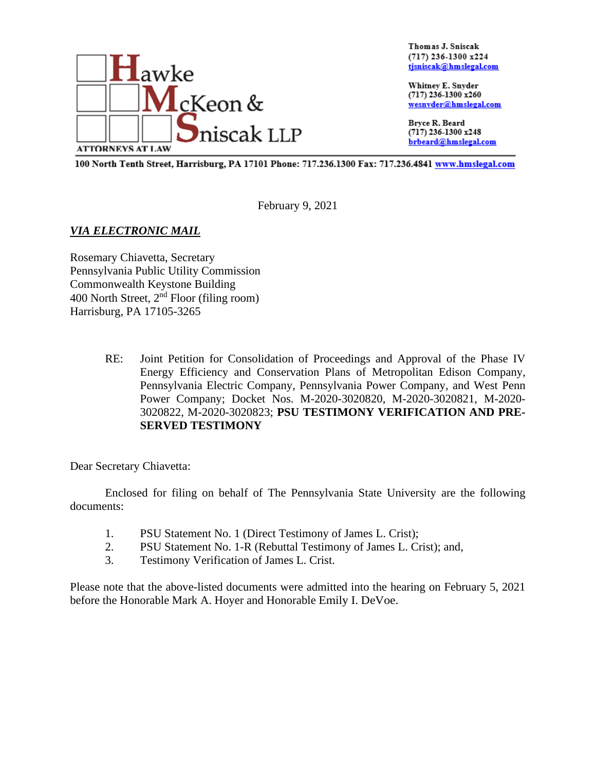**Hawke McKeon & Sniscak LLP**
ATTORNEYS AT LAW

Thomas J. Sniscak
(717) 236-1300 x224
tjsniscak@hmslegal.com

Whitney E. Snyder
(717) 236-1300 x260
wesnyder@hmslegal.com

Bryce R. Beard
(717) 236-1300 x248
brbeard@hmslegal.com

100 North Tenth Street, Harrisburg, PA 17101 Phone: 717.236.1300 Fax: 717.236.4841 www.hmslegal.com

February 9, 2021

***VIA ELECTRONIC MAIL***

Rosemary Chiavetta, Secretary
Pennsylvania Public Utility Commission
Commonwealth Keystone Building
400 North Street, 2nd Floor (filing room)
Harrisburg, PA 17105-3265

RE: Joint Petition for Consolidation of Proceedings and Approval of the Phase IV Energy Efficiency and Conservation Plans of Metropolitan Edison Company, Pennsylvania Electric Company, Pennsylvania Power Company, and West Penn Power Company; Docket Nos. M-2020-3020820, M-2020-3020821, M-2020-3020822, M-2020-3020823; **PSU TESTIMONY VERIFICATION AND PRE-SERVED TESTIMONY**

Dear Secretary Chiavetta:

Enclosed for filing on behalf of The Pennsylvania State University are the following documents:

1. PSU Statement No. 1 (Direct Testimony of James L. Crist);
2. PSU Statement No. 1-R (Rebuttal Testimony of James L. Crist); and,
3. Testimony Verification of James L. Crist.

Please note that the above-listed documents were admitted into the hearing on February 5, 2021 before the Honorable Mark A. Hoyer and Honorable Emily I. DeVoe.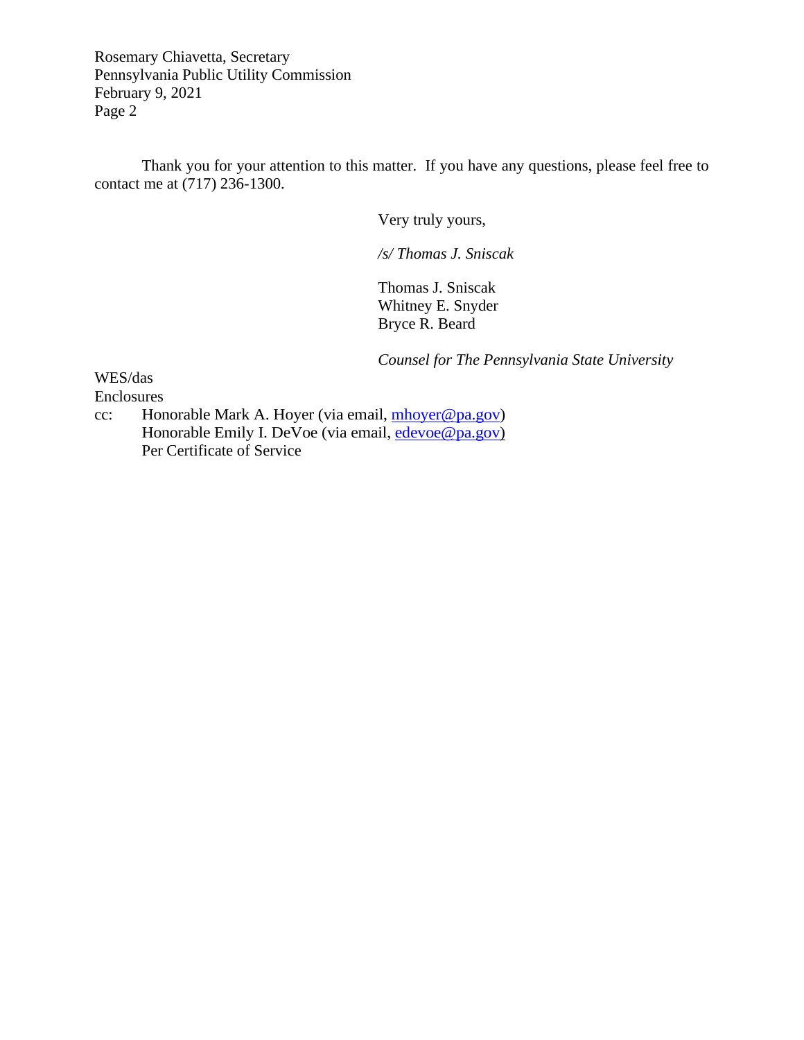Thank you for your attention to this matter. If you have any questions, please feel free to contact me at (717) 236-1300.

Very truly yours,

*/s/ Thomas J. Sniscak*

Thomas J. Sniscak
Whitney E. Snyder
Bryce R. Beard

*Counsel for The Pennsylvania State University*

WES/das
Enclosures
cc: Honorable Mark A. Hoyer (via email, mhoyer@pa.gov)
Honorable Emily I. DeVoe (via email, edevoe@pa.gov)
Per Certificate of Service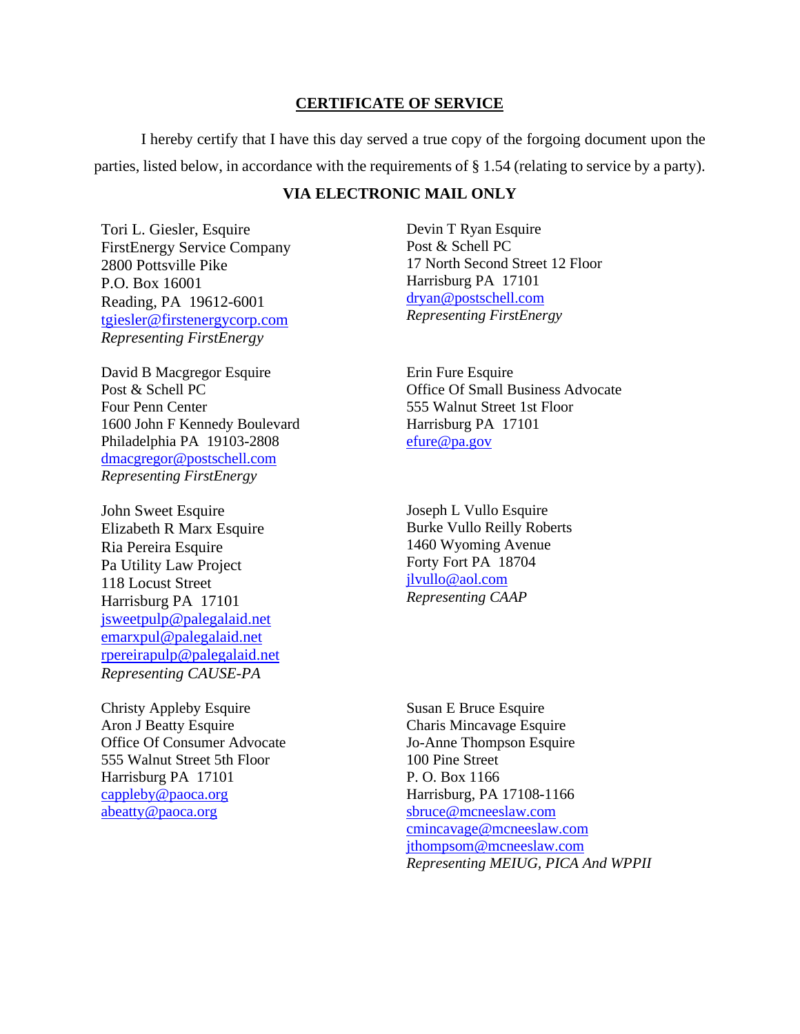## CERTIFICATE OF SERVICE

I hereby certify that I have this day served a true copy of the forgoing document upon the parties, listed below, in accordance with the requirements of § 1.54 (relating to service by a party).

**VIA ELECTRONIC MAIL ONLY**

Tori L. Giesler, Esquire
FirstEnergy Service Company
2800 Pottsville Pike
P.O. Box 16001
Reading, PA 19612-6001
tgiesler@firstenergycorp.com
*Representing FirstEnergy*

Devin T Ryan Esquire
Post & Schell PC
17 North Second Street 12 Floor
Harrisburg PA 17101
dryan@postschell.com
*Representing FirstEnergy*

David B Macgregor Esquire
Post & Schell PC
Four Penn Center
1600 John F Kennedy Boulevard
Philadelphia PA 19103-2808
dmacgregor@postschell.com
*Representing FirstEnergy*

Erin Fure Esquire
Office Of Small Business Advocate
555 Walnut Street 1st Floor
Harrisburg PA 17101
efure@pa.gov

John Sweet Esquire
Elizabeth R Marx Esquire
Ria Pereira Esquire
Pa Utility Law Project
118 Locust Street
Harrisburg PA 17101
jsweetpulp@palegalaid.net
emarxpul@palegalaid.net
rpereirapulp@palegalaid.net
*Representing CAUSE-PA*

Joseph L Vullo Esquire
Burke Vullo Reilly Roberts
1460 Wyoming Avenue
Forty Fort PA 18704
jlvullo@aol.com
*Representing CAAP*

Christy Appleby Esquire
Aron J Beatty Esquire
Office Of Consumer Advocate
555 Walnut Street 5th Floor
Harrisburg PA 17101
cappleby@paoca.org
abeatty@paoca.org

Susan E Bruce Esquire
Charis Mincavage Esquire
Jo-Anne Thompson Esquire
100 Pine Street
P. O. Box 1166
Harrisburg, PA 17108-1166
sbruce@mcneeslaw.com
cmincavage@mcneeslaw.com
jthompsom@mcneeslaw.com
*Representing MEIUG, PICA And WPPII*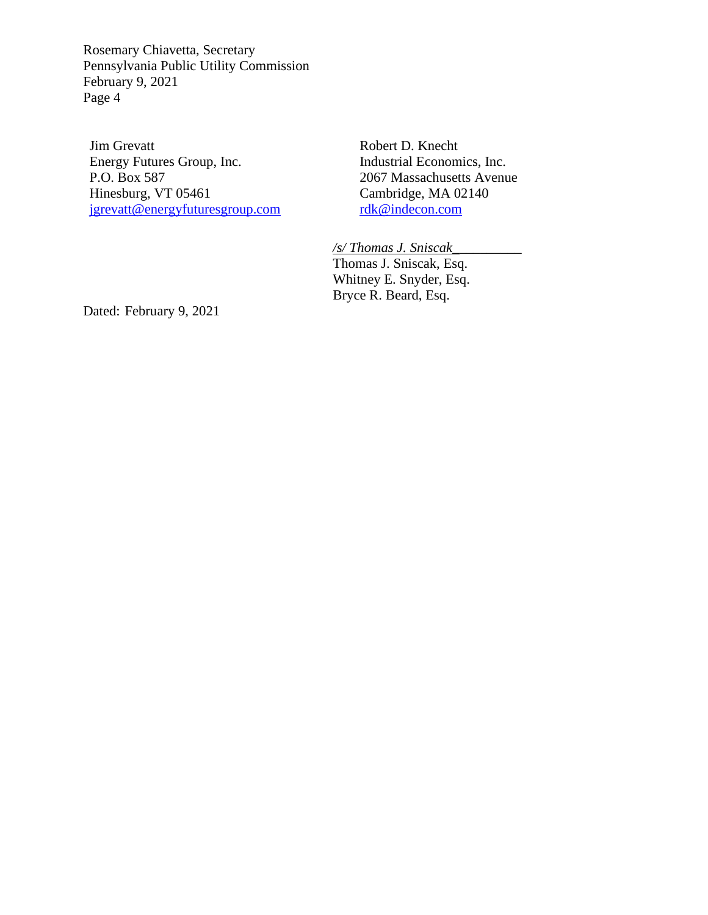Jim Grevatt
Energy Futures Group, Inc.
P.O. Box 587
Hinesburg, VT 05461
jgrevatt@energyfuturesgroup.com

Robert D. Knecht
Industrial Economics, Inc.
2067 Massachusetts Avenue
Cambridge, MA 02140
rdk@indecon.com

*/s/ Thomas J. Sniscak*
Thomas J. Sniscak, Esq.
Whitney E. Snyder, Esq.
Bryce R. Beard, Esq.

Dated: February 9, 2021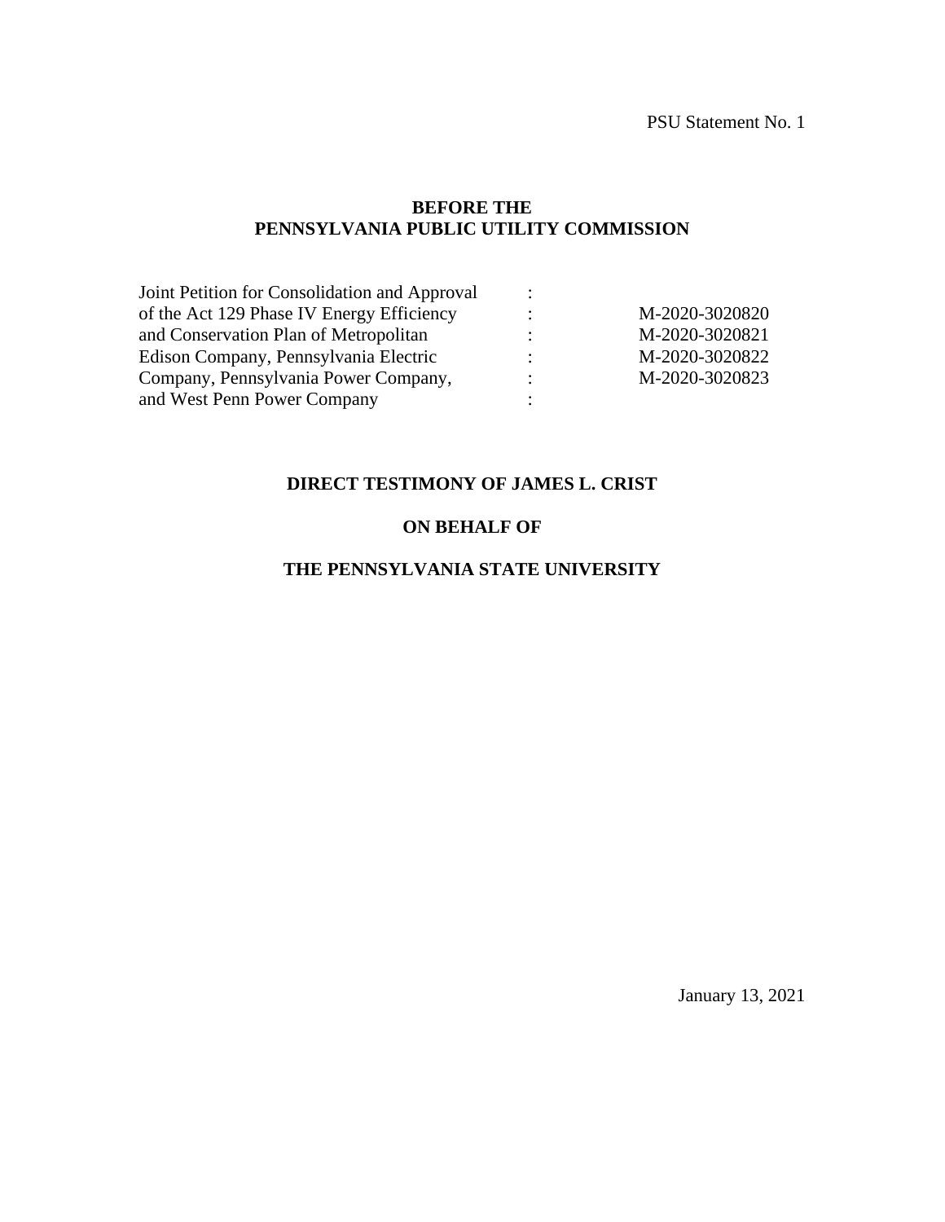PSU Statement No. 1

**BEFORE THE**
**PENNSYLVANIA PUBLIC UTILITY COMMISSION**

| | | |
|---|---|---|
| Joint Petition for Consolidation and Approval | : | |
| of the Act 129 Phase IV Energy Efficiency | : | M-2020-3020820 |
| and Conservation Plan of Metropolitan | : | M-2020-3020821 |
| Edison Company, Pennsylvania Electric | : | M-2020-3020822 |
| Company, Pennsylvania Power Company, | : | M-2020-3020823 |
| and West Penn Power Company | : | |

**DIRECT TESTIMONY OF JAMES L. CRIST**

**ON BEHALF OF**

**THE PENNSYLVANIA STATE UNIVERSITY**

January 13, 2021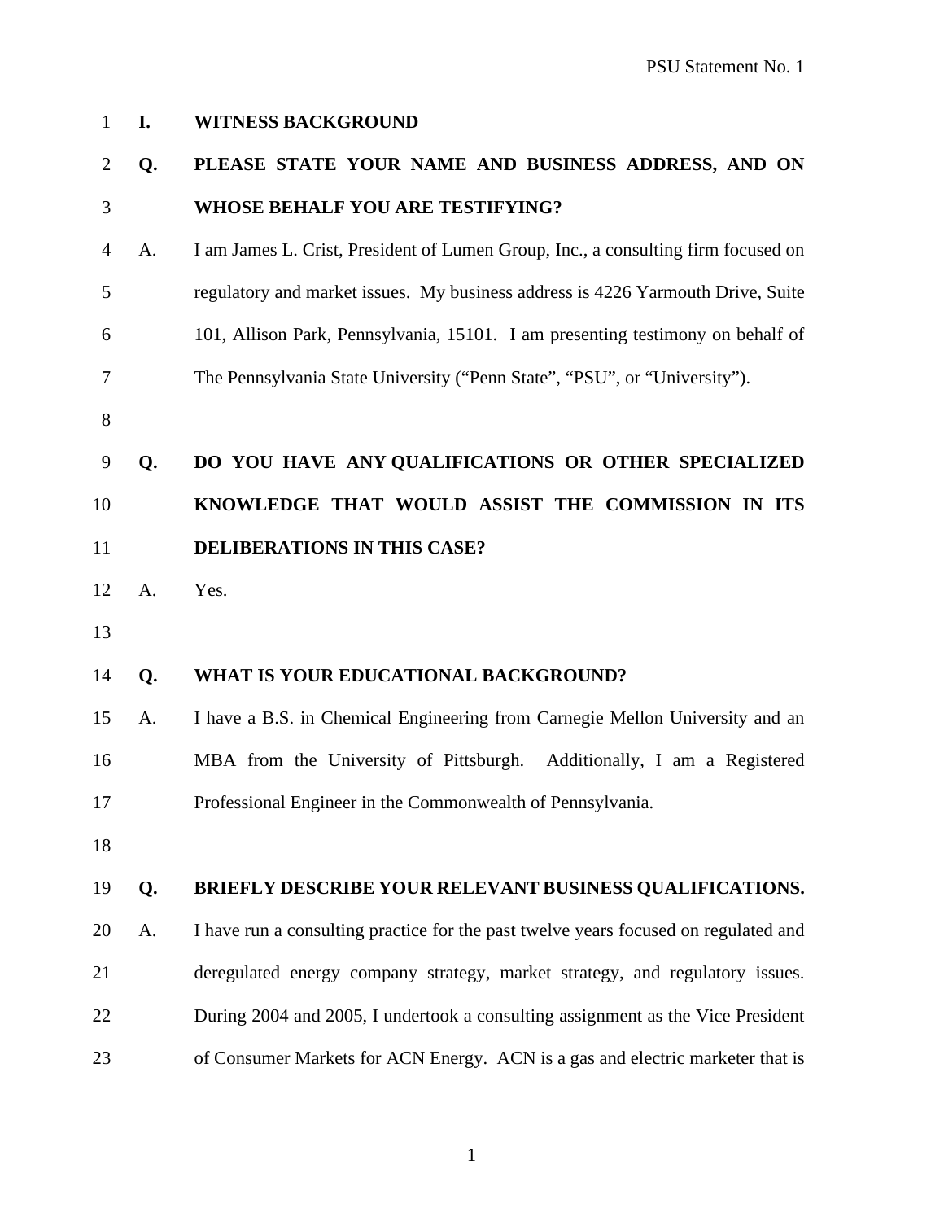## I. WITNESS BACKGROUND

**Q. PLEASE STATE YOUR NAME AND BUSINESS ADDRESS, AND ON WHOSE BEHALF YOU ARE TESTIFYING?**

A. I am James L. Crist, President of Lumen Group, Inc., a consulting firm focused on regulatory and market issues. My business address is 4226 Yarmouth Drive, Suite 101, Allison Park, Pennsylvania, 15101. I am presenting testimony on behalf of The Pennsylvania State University ("Penn State", "PSU", or "University").

**Q. DO YOU HAVE ANY QUALIFICATIONS OR OTHER SPECIALIZED KNOWLEDGE THAT WOULD ASSIST THE COMMISSION IN ITS DELIBERATIONS IN THIS CASE?**

A. Yes.

**Q. WHAT IS YOUR EDUCATIONAL BACKGROUND?**

A. I have a B.S. in Chemical Engineering from Carnegie Mellon University and an MBA from the University of Pittsburgh. Additionally, I am a Registered Professional Engineer in the Commonwealth of Pennsylvania.

**Q. BRIEFLY DESCRIBE YOUR RELEVANT BUSINESS QUALIFICATIONS.**

A. I have run a consulting practice for the past twelve years focused on regulated and deregulated energy company strategy, market strategy, and regulatory issues. During 2004 and 2005, I undertook a consulting assignment as the Vice President of Consumer Markets for ACN Energy. ACN is a gas and electric marketer that is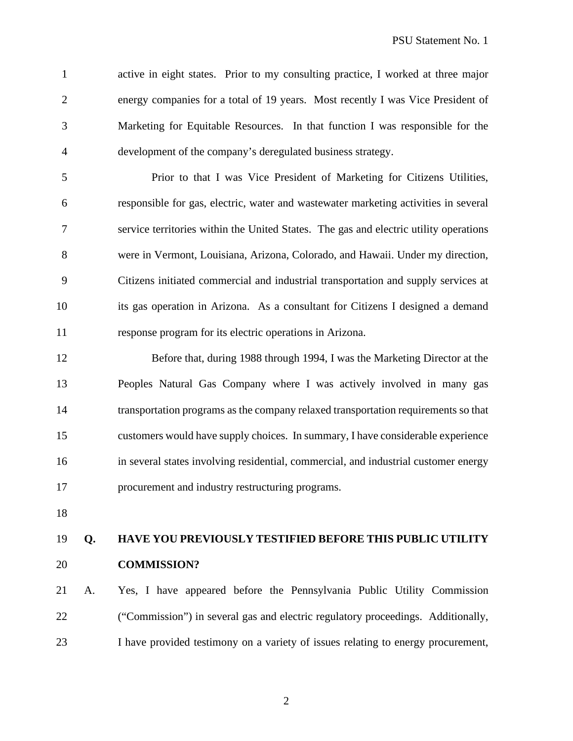active in eight states. Prior to my consulting practice, I worked at three major energy companies for a total of 19 years. Most recently I was Vice President of Marketing for Equitable Resources. In that function I was responsible for the development of the company's deregulated business strategy.

Prior to that I was Vice President of Marketing for Citizens Utilities, responsible for gas, electric, water and wastewater marketing activities in several service territories within the United States. The gas and electric utility operations were in Vermont, Louisiana, Arizona, Colorado, and Hawaii. Under my direction, Citizens initiated commercial and industrial transportation and supply services at its gas operation in Arizona. As a consultant for Citizens I designed a demand response program for its electric operations in Arizona.

Before that, during 1988 through 1994, I was the Marketing Director at the Peoples Natural Gas Company where I was actively involved in many gas transportation programs as the company relaxed transportation requirements so that customers would have supply choices. In summary, I have considerable experience in several states involving residential, commercial, and industrial customer energy procurement and industry restructuring programs.

**Q. HAVE YOU PREVIOUSLY TESTIFIED BEFORE THIS PUBLIC UTILITY COMMISSION?**

A. Yes, I have appeared before the Pennsylvania Public Utility Commission ("Commission") in several gas and electric regulatory proceedings. Additionally, I have provided testimony on a variety of issues relating to energy procurement,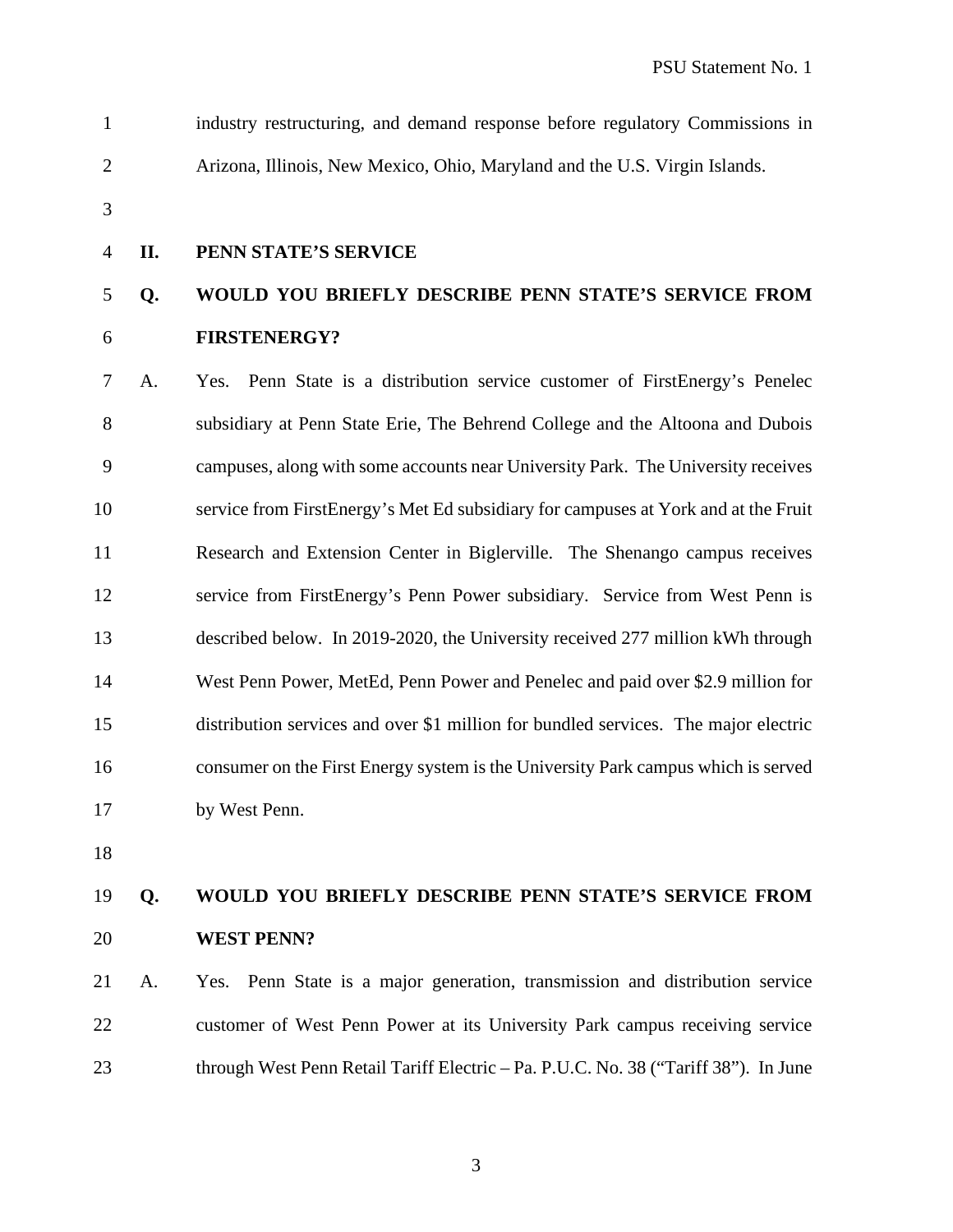industry restructuring, and demand response before regulatory Commissions in Arizona, Illinois, New Mexico, Ohio, Maryland and the U.S. Virgin Islands.

## II. PENN STATE'S SERVICE

**Q. WOULD YOU BRIEFLY DESCRIBE PENN STATE'S SERVICE FROM FIRSTENERGY?**

A. Yes. Penn State is a distribution service customer of FirstEnergy's Penelec subsidiary at Penn State Erie, The Behrend College and the Altoona and Dubois campuses, along with some accounts near University Park. The University receives service from FirstEnergy's Met Ed subsidiary for campuses at York and at the Fruit Research and Extension Center in Biglerville. The Shenango campus receives service from FirstEnergy's Penn Power subsidiary. Service from West Penn is described below. In 2019-2020, the University received 277 million kWh through West Penn Power, MetEd, Penn Power and Penelec and paid over $2.9 million for distribution services and over $1 million for bundled services. The major electric consumer on the First Energy system is the University Park campus which is served by West Penn.

**Q. WOULD YOU BRIEFLY DESCRIBE PENN STATE'S SERVICE FROM WEST PENN?**

A. Yes. Penn State is a major generation, transmission and distribution service customer of West Penn Power at its University Park campus receiving service through West Penn Retail Tariff Electric – Pa. P.U.C. No. 38 ("Tariff 38"). In June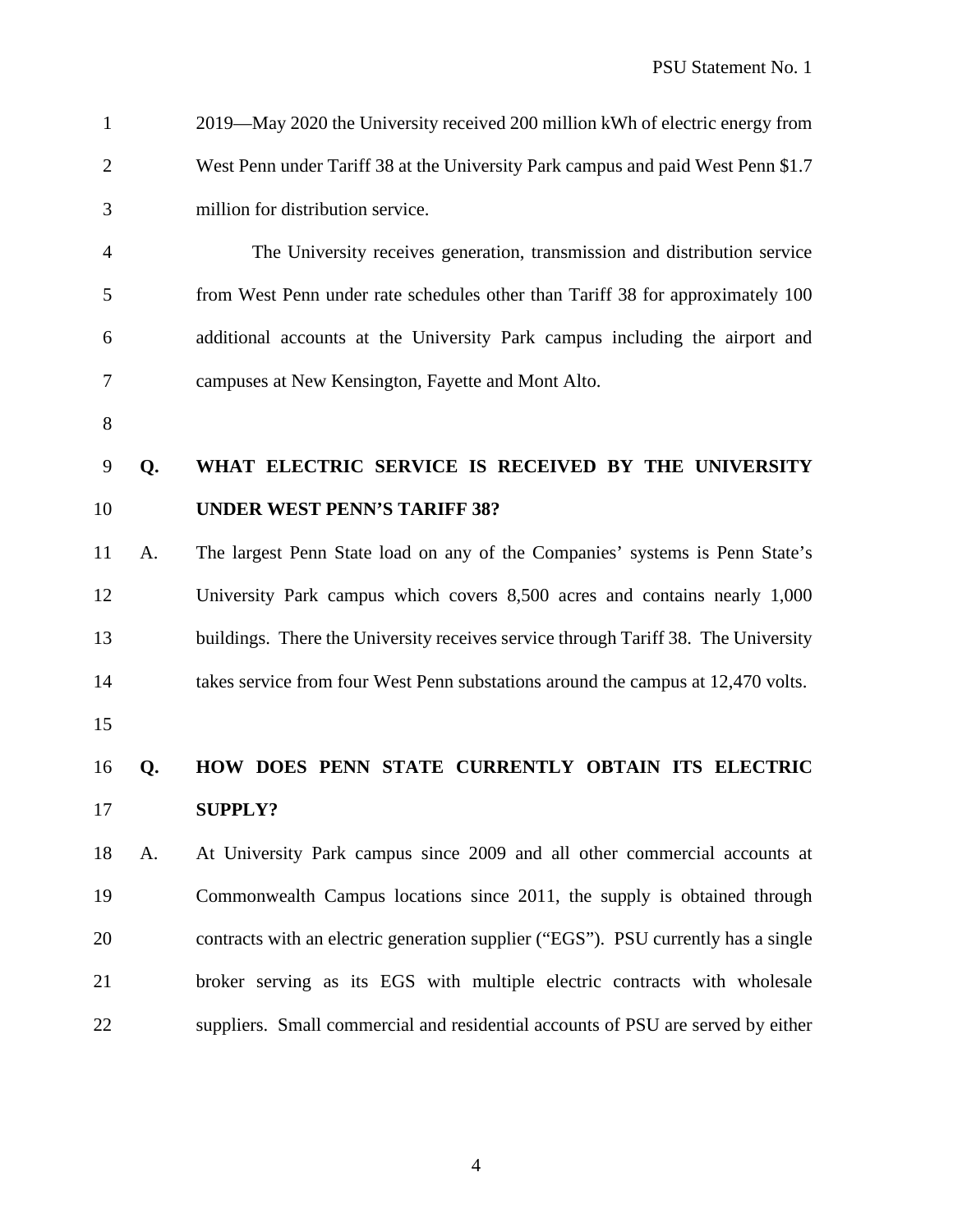2019—May 2020 the University received 200 million kWh of electric energy from West Penn under Tariff 38 at the University Park campus and paid West Penn $1.7 million for distribution service.

The University receives generation, transmission and distribution service from West Penn under rate schedules other than Tariff 38 for approximately 100 additional accounts at the University Park campus including the airport and campuses at New Kensington, Fayette and Mont Alto.

**Q. WHAT ELECTRIC SERVICE IS RECEIVED BY THE UNIVERSITY UNDER WEST PENN'S TARIFF 38?**

A. The largest Penn State load on any of the Companies' systems is Penn State's University Park campus which covers 8,500 acres and contains nearly 1,000 buildings. There the University receives service through Tariff 38. The University takes service from four West Penn substations around the campus at 12,470 volts.

**Q. HOW DOES PENN STATE CURRENTLY OBTAIN ITS ELECTRIC SUPPLY?**

A. At University Park campus since 2009 and all other commercial accounts at Commonwealth Campus locations since 2011, the supply is obtained through contracts with an electric generation supplier ("EGS"). PSU currently has a single broker serving as its EGS with multiple electric contracts with wholesale suppliers. Small commercial and residential accounts of PSU are served by either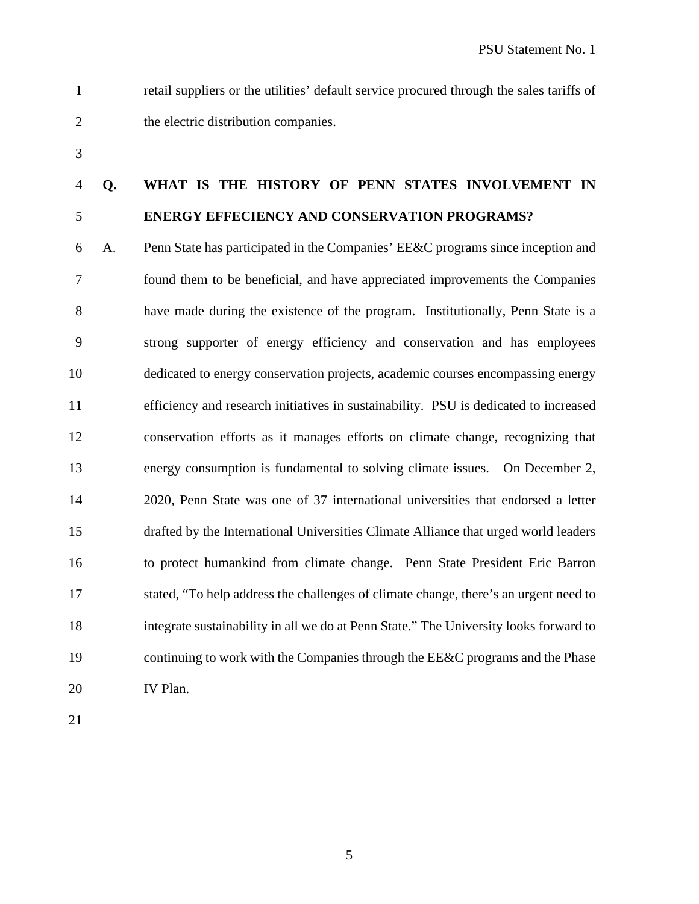retail suppliers or the utilities' default service procured through the sales tariffs of the electric distribution companies.

**Q. WHAT IS THE HISTORY OF PENN STATES INVOLVEMENT IN ENERGY EFFECIENCY AND CONSERVATION PROGRAMS?**

A. Penn State has participated in the Companies' EE&C programs since inception and found them to be beneficial, and have appreciated improvements the Companies have made during the existence of the program. Institutionally, Penn State is a strong supporter of energy efficiency and conservation and has employees dedicated to energy conservation projects, academic courses encompassing energy efficiency and research initiatives in sustainability. PSU is dedicated to increased conservation efforts as it manages efforts on climate change, recognizing that energy consumption is fundamental to solving climate issues. On December 2, 2020, Penn State was one of 37 international universities that endorsed a letter drafted by the International Universities Climate Alliance that urged world leaders to protect humankind from climate change. Penn State President Eric Barron stated, "To help address the challenges of climate change, there's an urgent need to integrate sustainability in all we do at Penn State." The University looks forward to continuing to work with the Companies through the EE&C programs and the Phase IV Plan.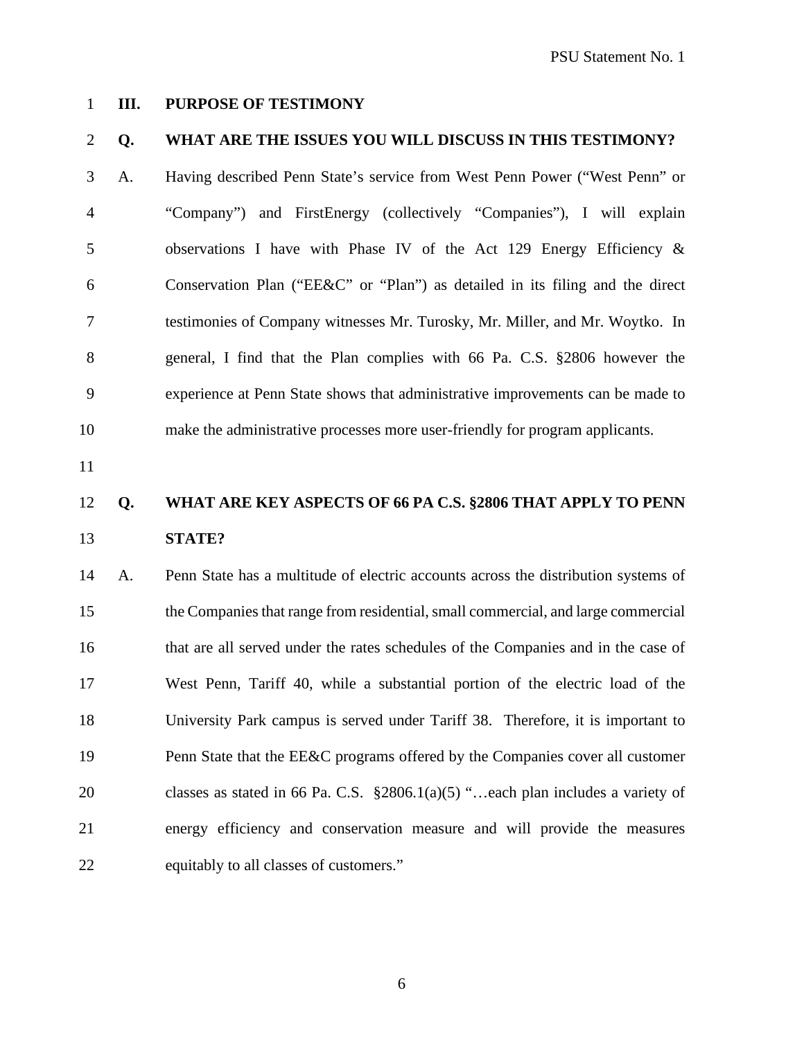## III. PURPOSE OF TESTIMONY

**Q. WHAT ARE THE ISSUES YOU WILL DISCUSS IN THIS TESTIMONY?**

A. Having described Penn State's service from West Penn Power ("West Penn" or "Company") and FirstEnergy (collectively "Companies"), I will explain observations I have with Phase IV of the Act 129 Energy Efficiency & Conservation Plan ("EE&C" or "Plan") as detailed in its filing and the direct testimonies of Company witnesses Mr. Turosky, Mr. Miller, and Mr. Woytko. In general, I find that the Plan complies with 66 Pa. C.S. §2806 however the experience at Penn State shows that administrative improvements can be made to make the administrative processes more user-friendly for program applicants.

**Q. WHAT ARE KEY ASPECTS OF 66 PA C.S. §2806 THAT APPLY TO PENN STATE?**

A. Penn State has a multitude of electric accounts across the distribution systems of the Companies that range from residential, small commercial, and large commercial that are all served under the rates schedules of the Companies and in the case of West Penn, Tariff 40, while a substantial portion of the electric load of the University Park campus is served under Tariff 38. Therefore, it is important to Penn State that the EE&C programs offered by the Companies cover all customer classes as stated in 66 Pa. C.S. §2806.1(a)(5) "…each plan includes a variety of energy efficiency and conservation measure and will provide the measures equitably to all classes of customers."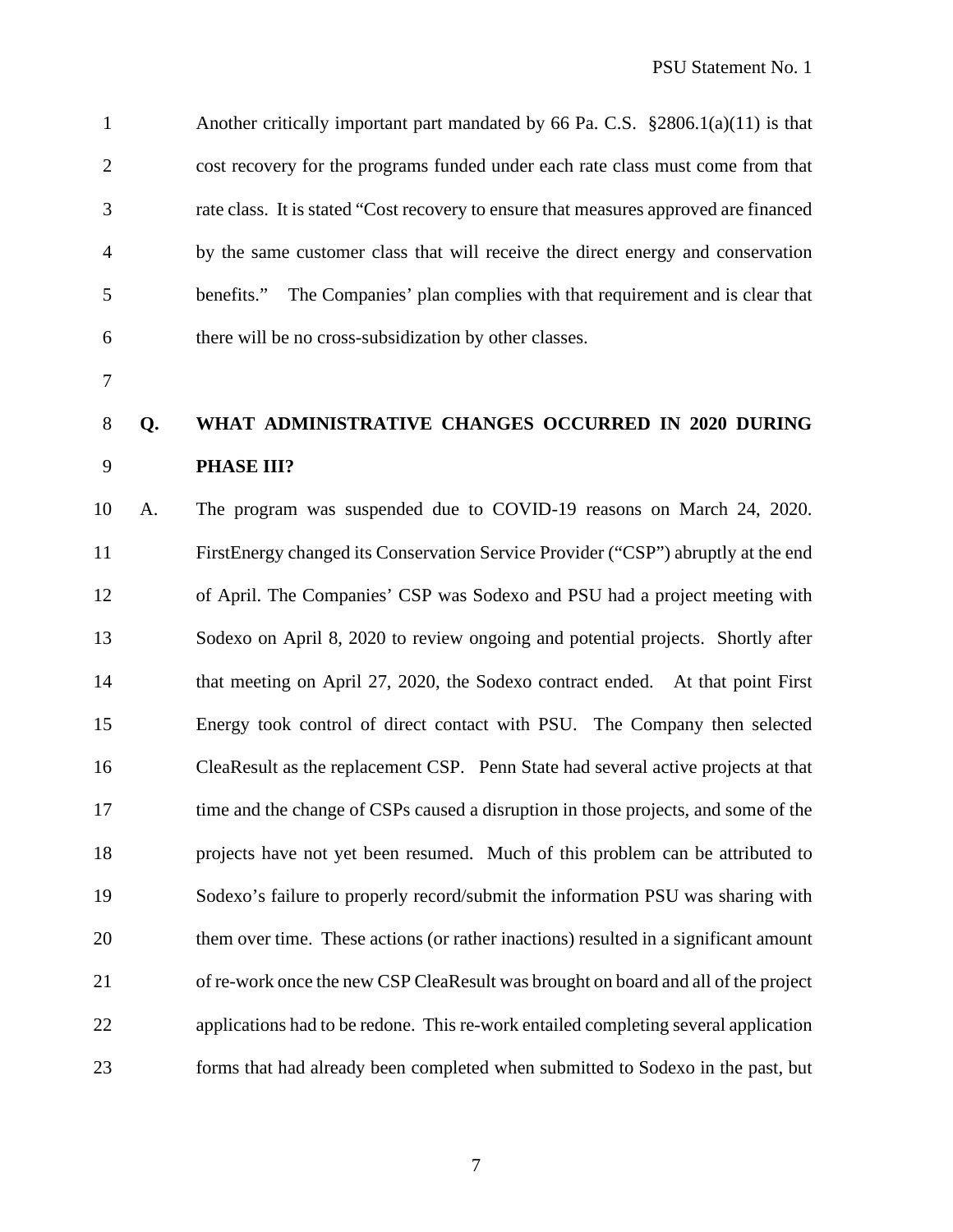Another critically important part mandated by 66 Pa. C.S. §2806.1(a)(11) is that cost recovery for the programs funded under each rate class must come from that rate class. It is stated "Cost recovery to ensure that measures approved are financed by the same customer class that will receive the direct energy and conservation benefits." The Companies' plan complies with that requirement and is clear that there will be no cross-subsidization by other classes.

**Q. WHAT ADMINISTRATIVE CHANGES OCCURRED IN 2020 DURING PHASE III?**

A. The program was suspended due to COVID-19 reasons on March 24, 2020. FirstEnergy changed its Conservation Service Provider ("CSP") abruptly at the end of April. The Companies' CSP was Sodexo and PSU had a project meeting with Sodexo on April 8, 2020 to review ongoing and potential projects. Shortly after that meeting on April 27, 2020, the Sodexo contract ended. At that point First Energy took control of direct contact with PSU. The Company then selected CleaResult as the replacement CSP. Penn State had several active projects at that time and the change of CSPs caused a disruption in those projects, and some of the projects have not yet been resumed. Much of this problem can be attributed to Sodexo's failure to properly record/submit the information PSU was sharing with them over time. These actions (or rather inactions) resulted in a significant amount of re-work once the new CSP CleaResult was brought on board and all of the project applications had to be redone. This re-work entailed completing several application forms that had already been completed when submitted to Sodexo in the past, but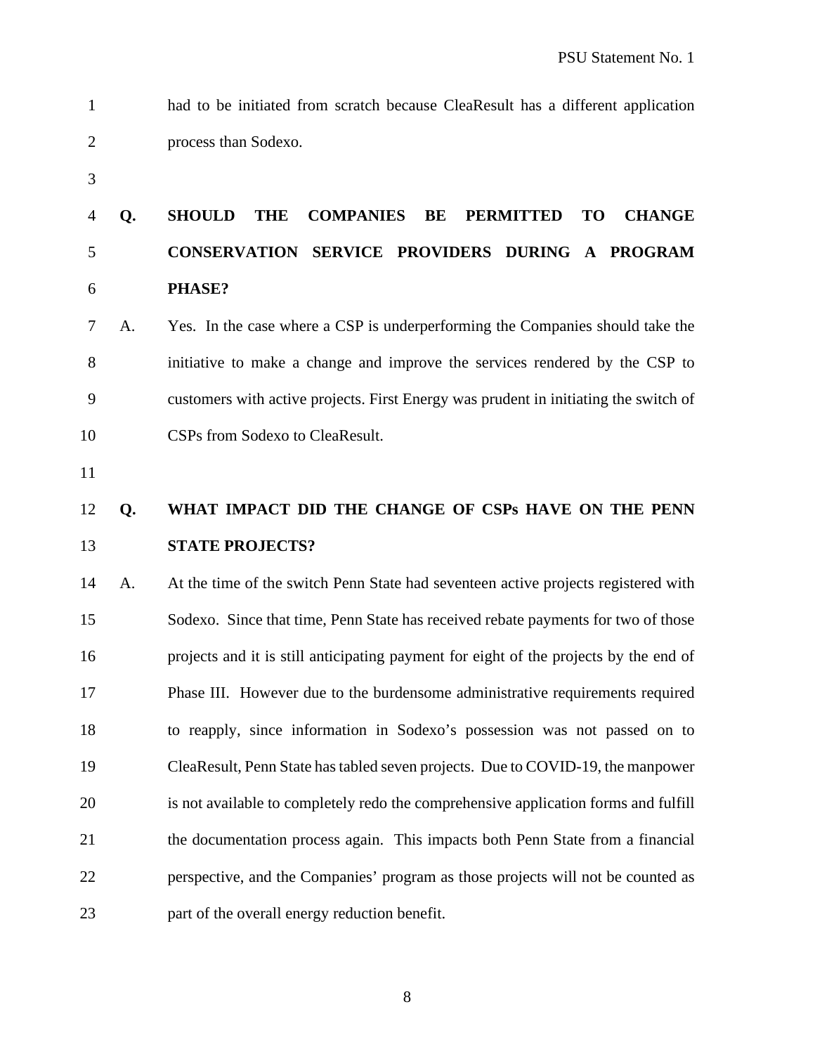had to be initiated from scratch because CleaResult has a different application process than Sodexo.

**Q. SHOULD THE COMPANIES BE PERMITTED TO CHANGE CONSERVATION SERVICE PROVIDERS DURING A PROGRAM PHASE?**

A. Yes. In the case where a CSP is underperforming the Companies should take the initiative to make a change and improve the services rendered by the CSP to customers with active projects. First Energy was prudent in initiating the switch of CSPs from Sodexo to CleaResult.

**Q. WHAT IMPACT DID THE CHANGE OF CSPs HAVE ON THE PENN STATE PROJECTS?**

A. At the time of the switch Penn State had seventeen active projects registered with Sodexo. Since that time, Penn State has received rebate payments for two of those projects and it is still anticipating payment for eight of the projects by the end of Phase III. However due to the burdensome administrative requirements required to reapply, since information in Sodexo's possession was not passed on to CleaResult, Penn State has tabled seven projects. Due to COVID-19, the manpower is not available to completely redo the comprehensive application forms and fulfill the documentation process again. This impacts both Penn State from a financial perspective, and the Companies' program as those projects will not be counted as part of the overall energy reduction benefit.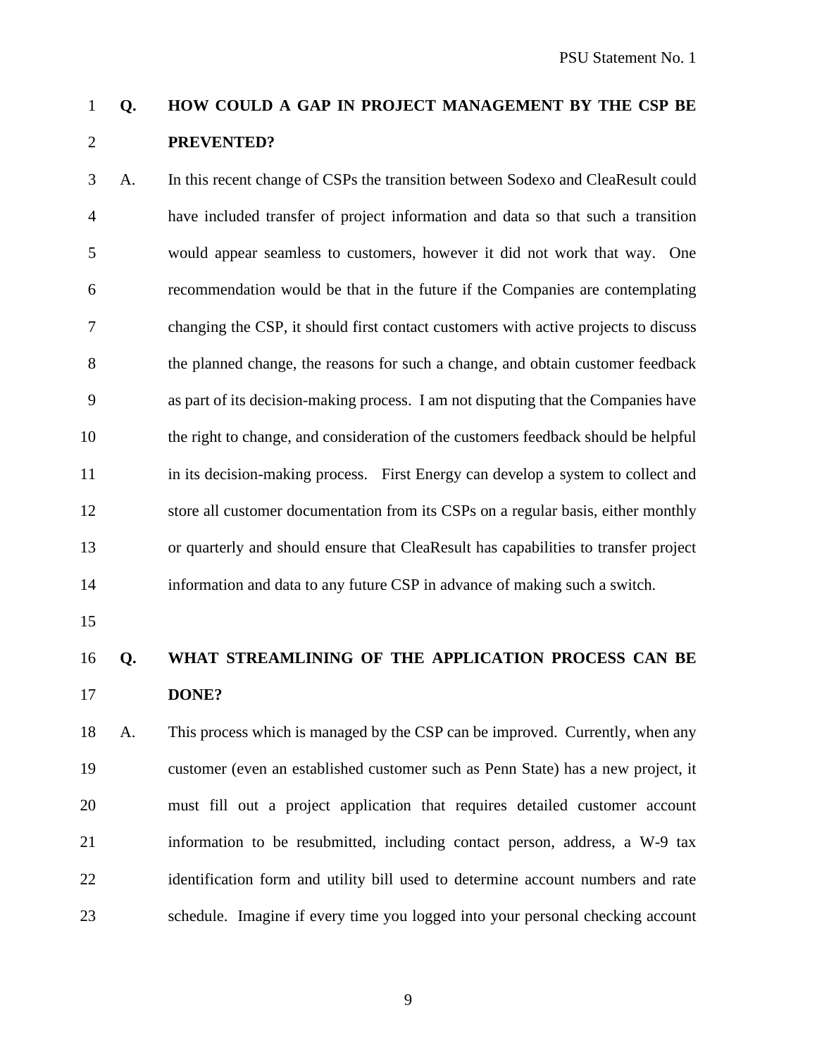**Q. HOW COULD A GAP IN PROJECT MANAGEMENT BY THE CSP BE PREVENTED?**

A. In this recent change of CSPs the transition between Sodexo and CleaResult could have included transfer of project information and data so that such a transition would appear seamless to customers, however it did not work that way. One recommendation would be that in the future if the Companies are contemplating changing the CSP, it should first contact customers with active projects to discuss the planned change, the reasons for such a change, and obtain customer feedback as part of its decision-making process. I am not disputing that the Companies have the right to change, and consideration of the customers feedback should be helpful in its decision-making process. First Energy can develop a system to collect and store all customer documentation from its CSPs on a regular basis, either monthly or quarterly and should ensure that CleaResult has capabilities to transfer project information and data to any future CSP in advance of making such a switch.

**Q. WHAT STREAMLINING OF THE APPLICATION PROCESS CAN BE DONE?**

A. This process which is managed by the CSP can be improved. Currently, when any customer (even an established customer such as Penn State) has a new project, it must fill out a project application that requires detailed customer account information to be resubmitted, including contact person, address, a W-9 tax identification form and utility bill used to determine account numbers and rate schedule. Imagine if every time you logged into your personal checking account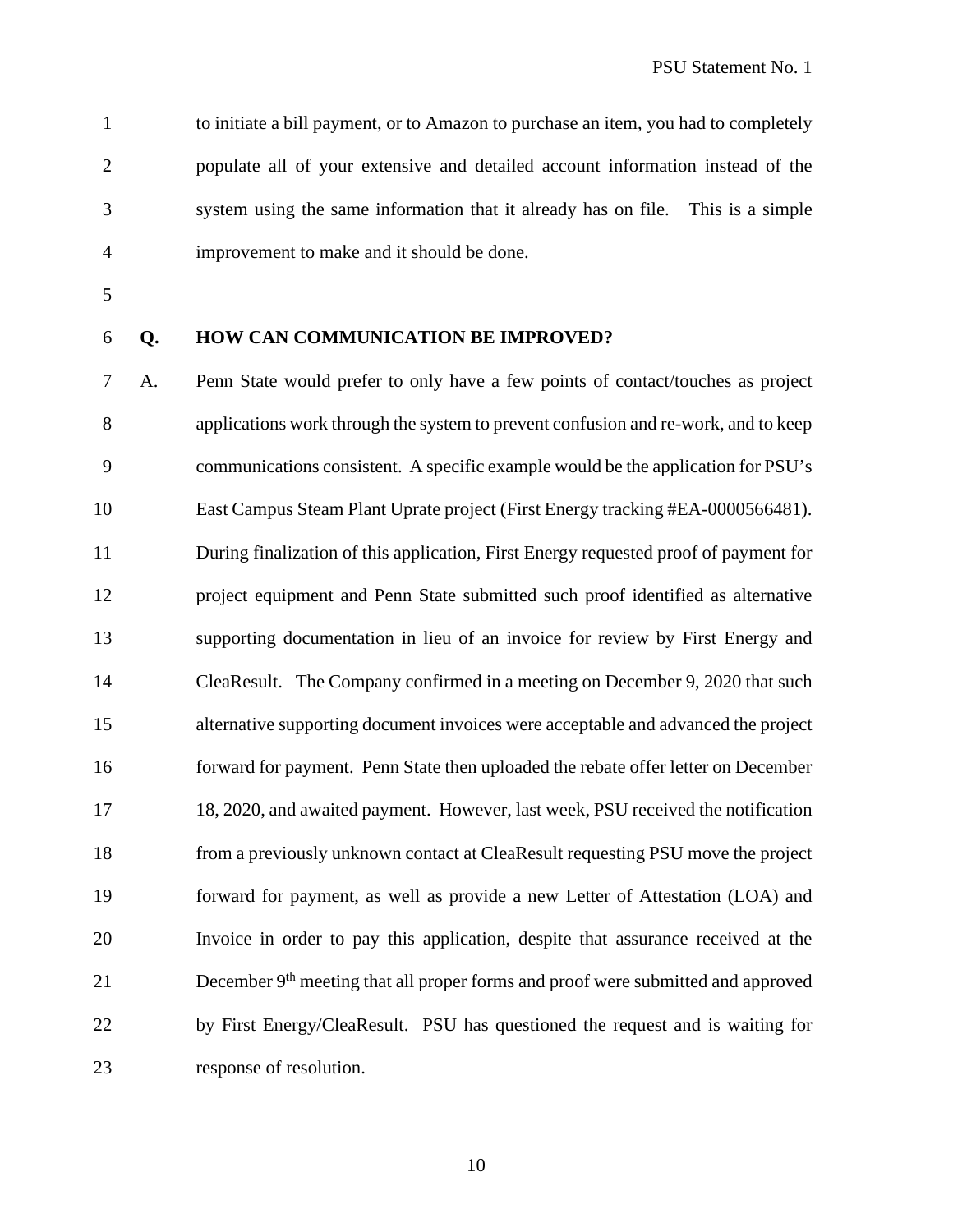to initiate a bill payment, or to Amazon to purchase an item, you had to completely populate all of your extensive and detailed account information instead of the system using the same information that it already has on file. This is a simple improvement to make and it should be done.

**Q. HOW CAN COMMUNICATION BE IMPROVED?**

A. Penn State would prefer to only have a few points of contact/touches as project applications work through the system to prevent confusion and re-work, and to keep communications consistent. A specific example would be the application for PSU's East Campus Steam Plant Uprate project (First Energy tracking #EA-0000566481). During finalization of this application, First Energy requested proof of payment for project equipment and Penn State submitted such proof identified as alternative supporting documentation in lieu of an invoice for review by First Energy and CleaResult. The Company confirmed in a meeting on December 9, 2020 that such alternative supporting document invoices were acceptable and advanced the project forward for payment. Penn State then uploaded the rebate offer letter on December 18, 2020, and awaited payment. However, last week, PSU received the notification from a previously unknown contact at CleaResult requesting PSU move the project forward for payment, as well as provide a new Letter of Attestation (LOA) and Invoice in order to pay this application, despite that assurance received at the December 9th meeting that all proper forms and proof were submitted and approved by First Energy/CleaResult. PSU has questioned the request and is waiting for response of resolution.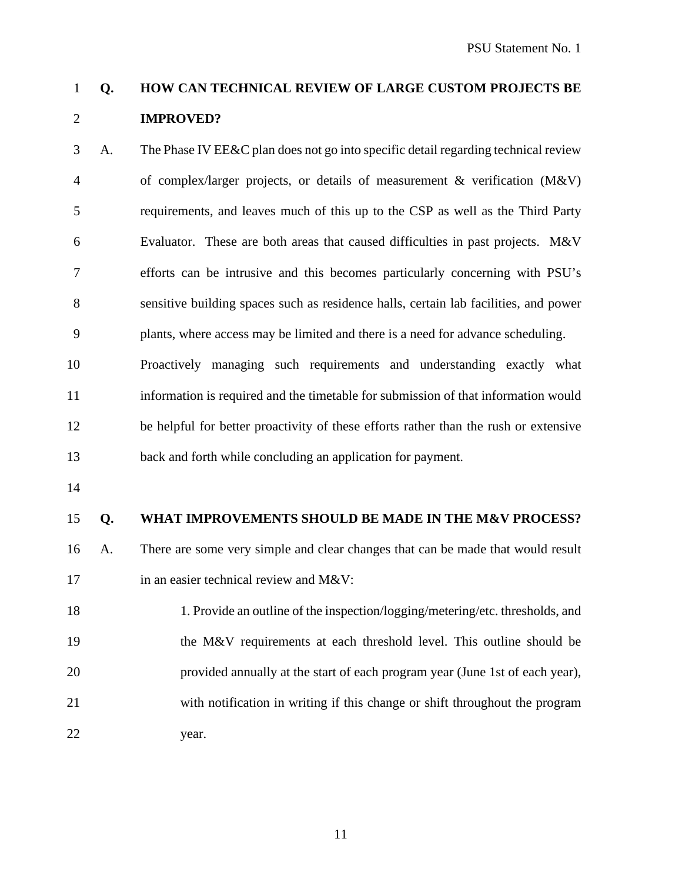**Q. HOW CAN TECHNICAL REVIEW OF LARGE CUSTOM PROJECTS BE IMPROVED?**

A. The Phase IV EE&C plan does not go into specific detail regarding technical review of complex/larger projects, or details of measurement & verification (M&V) requirements, and leaves much of this up to the CSP as well as the Third Party Evaluator. These are both areas that caused difficulties in past projects. M&V efforts can be intrusive and this becomes particularly concerning with PSU's sensitive building spaces such as residence halls, certain lab facilities, and power plants, where access may be limited and there is a need for advance scheduling. Proactively managing such requirements and understanding exactly what information is required and the timetable for submission of that information would be helpful for better proactivity of these efforts rather than the rush or extensive back and forth while concluding an application for payment.

**Q. WHAT IMPROVEMENTS SHOULD BE MADE IN THE M&V PROCESS?**

A. There are some very simple and clear changes that can be made that would result in an easier technical review and M&V:

1. Provide an outline of the inspection/logging/metering/etc. thresholds, and the M&V requirements at each threshold level. This outline should be provided annually at the start of each program year (June 1st of each year), with notification in writing if this change or shift throughout the program year.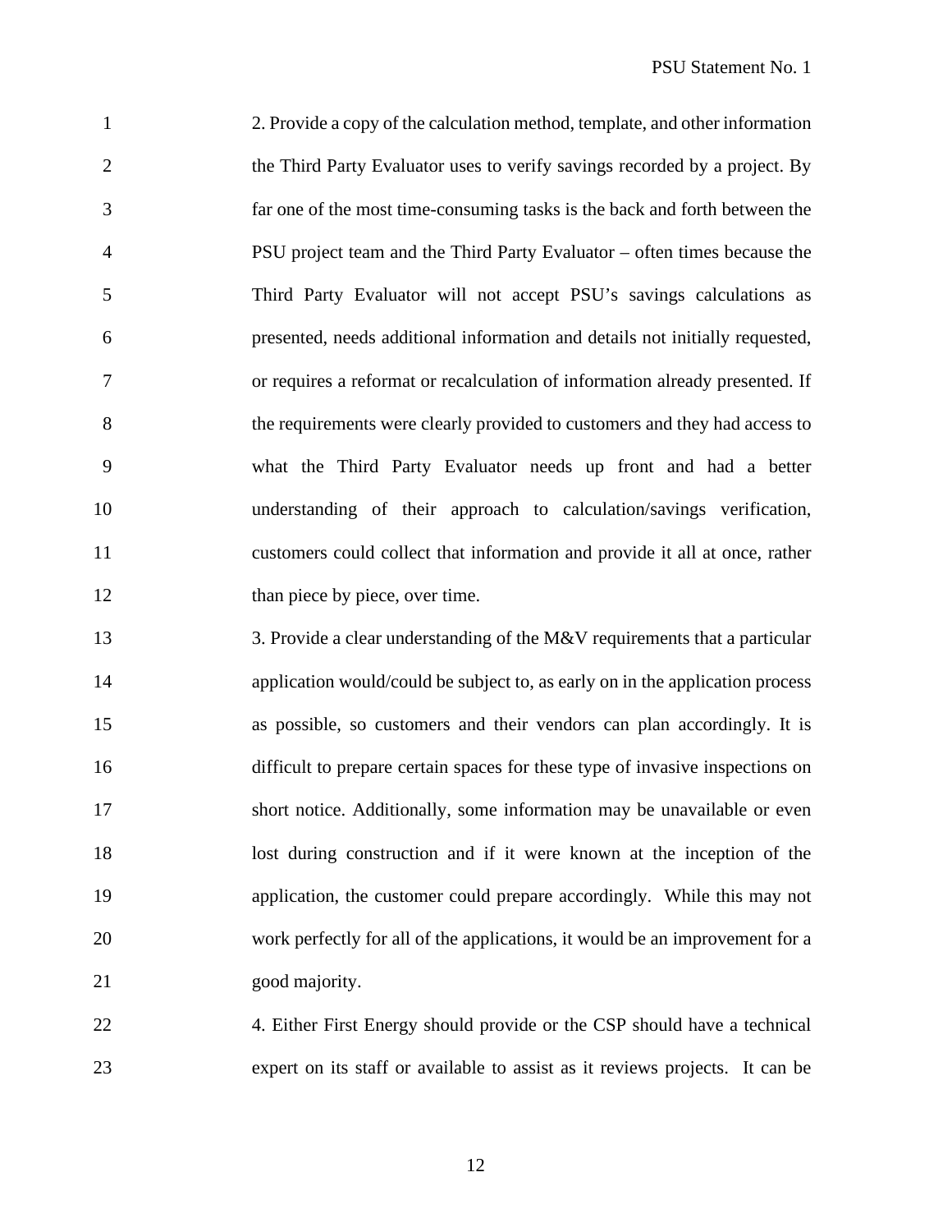2. Provide a copy of the calculation method, template, and other information the Third Party Evaluator uses to verify savings recorded by a project. By far one of the most time-consuming tasks is the back and forth between the PSU project team and the Third Party Evaluator – often times because the Third Party Evaluator will not accept PSU's savings calculations as presented, needs additional information and details not initially requested, or requires a reformat or recalculation of information already presented. If the requirements were clearly provided to customers and they had access to what the Third Party Evaluator needs up front and had a better understanding of their approach to calculation/savings verification, customers could collect that information and provide it all at once, rather than piece by piece, over time.

3. Provide a clear understanding of the M&V requirements that a particular application would/could be subject to, as early on in the application process as possible, so customers and their vendors can plan accordingly. It is difficult to prepare certain spaces for these type of invasive inspections on short notice. Additionally, some information may be unavailable or even lost during construction and if it were known at the inception of the application, the customer could prepare accordingly. While this may not work perfectly for all of the applications, it would be an improvement for a good majority.

4. Either First Energy should provide or the CSP should have a technical expert on its staff or available to assist as it reviews projects. It can be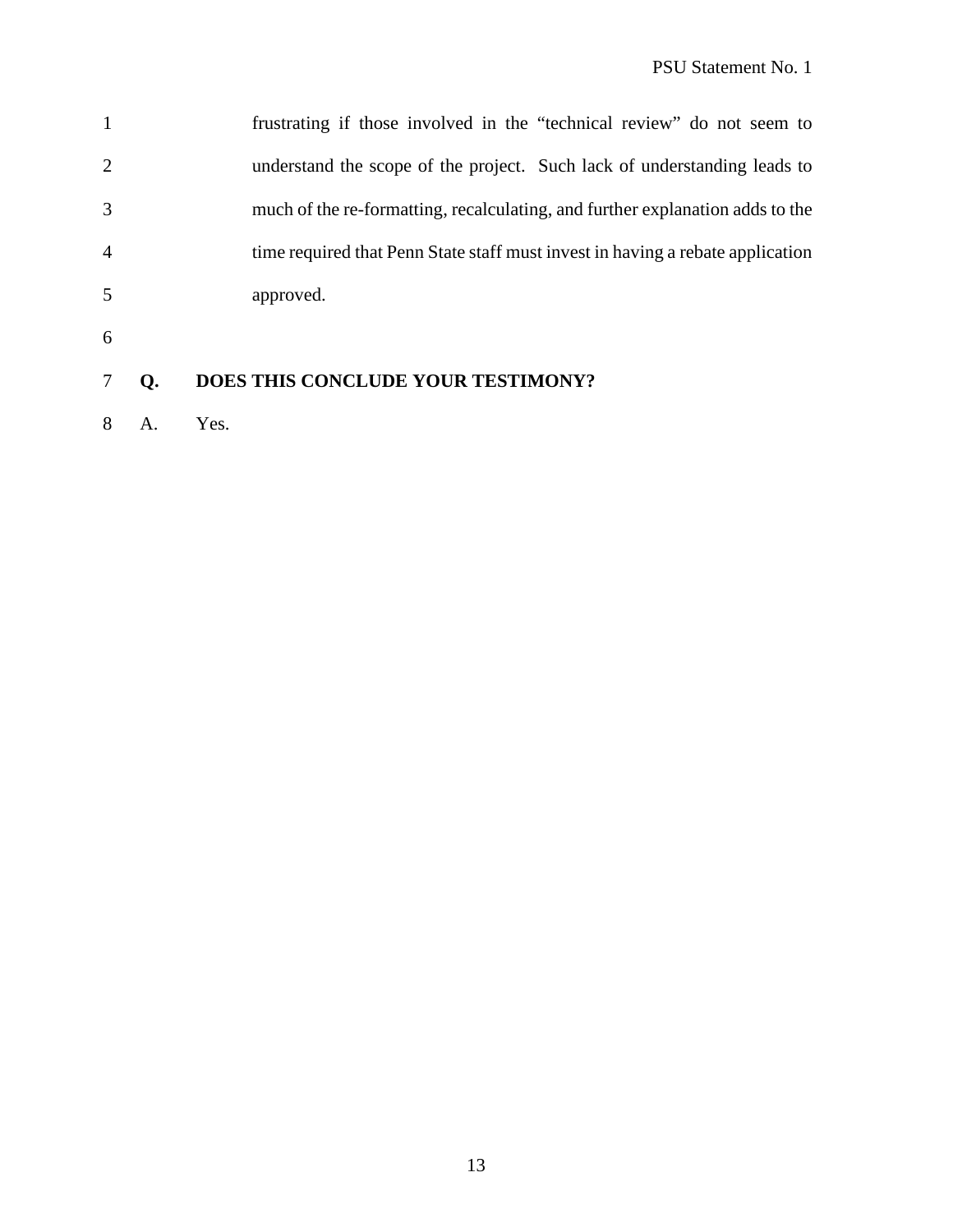frustrating if those involved in the "technical review" do not seem to understand the scope of the project. Such lack of understanding leads to much of the re-formatting, recalculating, and further explanation adds to the time required that Penn State staff must invest in having a rebate application approved.

**Q. DOES THIS CONCLUDE YOUR TESTIMONY?**

A. Yes.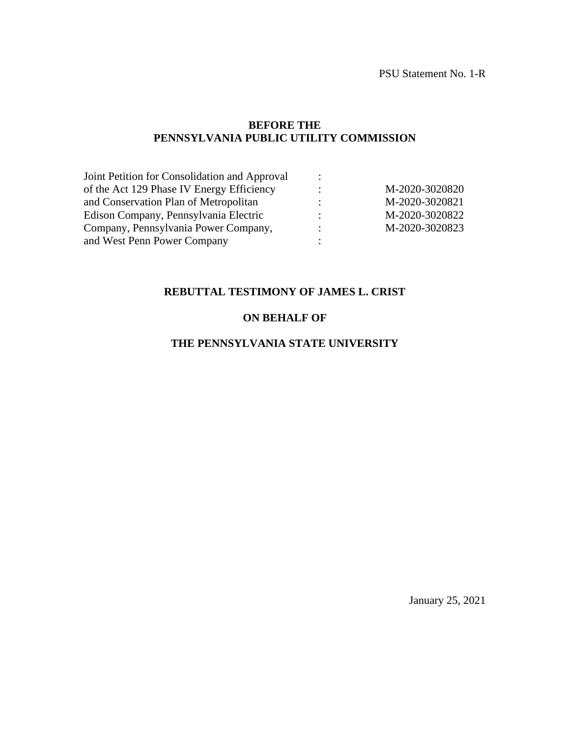PSU Statement No. 1-R

**BEFORE THE**
**PENNSYLVANIA PUBLIC UTILITY COMMISSION**

| | | |
|---|---|---|
| Joint Petition for Consolidation and Approval | : | |
| of the Act 129 Phase IV Energy Efficiency | : | M-2020-3020820 |
| and Conservation Plan of Metropolitan | : | M-2020-3020821 |
| Edison Company, Pennsylvania Electric | : | M-2020-3020822 |
| Company, Pennsylvania Power Company, | : | M-2020-3020823 |
| and West Penn Power Company | : | |

**REBUTTAL TESTIMONY OF JAMES L. CRIST**

**ON BEHALF OF**

**THE PENNSYLVANIA STATE UNIVERSITY**

January 25, 2021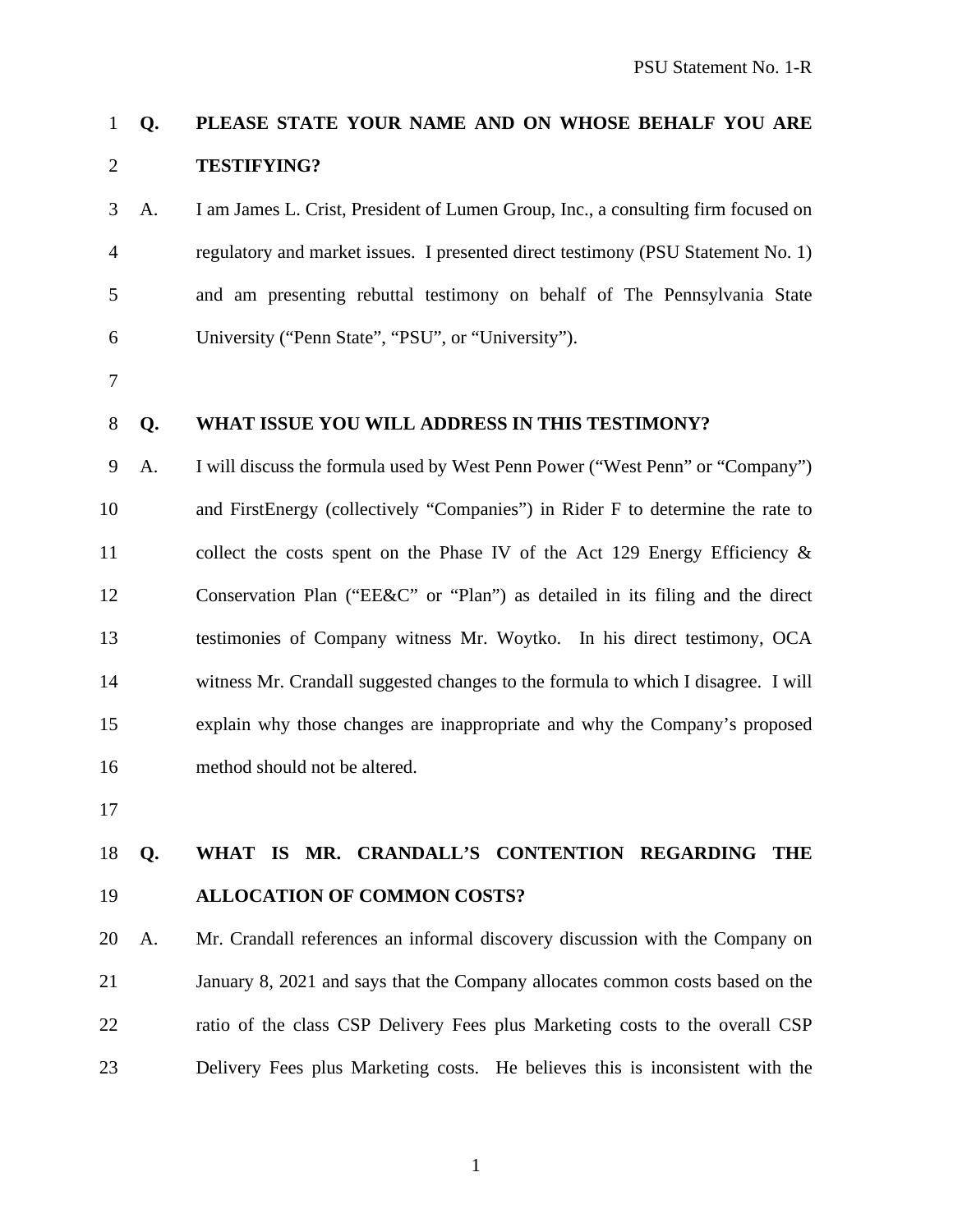**Q. PLEASE STATE YOUR NAME AND ON WHOSE BEHALF YOU ARE TESTIFYING?**

A. I am James L. Crist, President of Lumen Group, Inc., a consulting firm focused on regulatory and market issues. I presented direct testimony (PSU Statement No. 1) and am presenting rebuttal testimony on behalf of The Pennsylvania State University ("Penn State", "PSU", or "University").

**Q. WHAT ISSUE YOU WILL ADDRESS IN THIS TESTIMONY?**

A. I will discuss the formula used by West Penn Power ("West Penn" or "Company") and FirstEnergy (collectively "Companies") in Rider F to determine the rate to collect the costs spent on the Phase IV of the Act 129 Energy Efficiency & Conservation Plan ("EE&C" or "Plan") as detailed in its filing and the direct testimonies of Company witness Mr. Woytko. In his direct testimony, OCA witness Mr. Crandall suggested changes to the formula to which I disagree. I will explain why those changes are inappropriate and why the Company's proposed method should not be altered.

**Q. WHAT IS MR. CRANDALL'S CONTENTION REGARDING THE ALLOCATION OF COMMON COSTS?**

A. Mr. Crandall references an informal discovery discussion with the Company on January 8, 2021 and says that the Company allocates common costs based on the ratio of the class CSP Delivery Fees plus Marketing costs to the overall CSP Delivery Fees plus Marketing costs. He believes this is inconsistent with the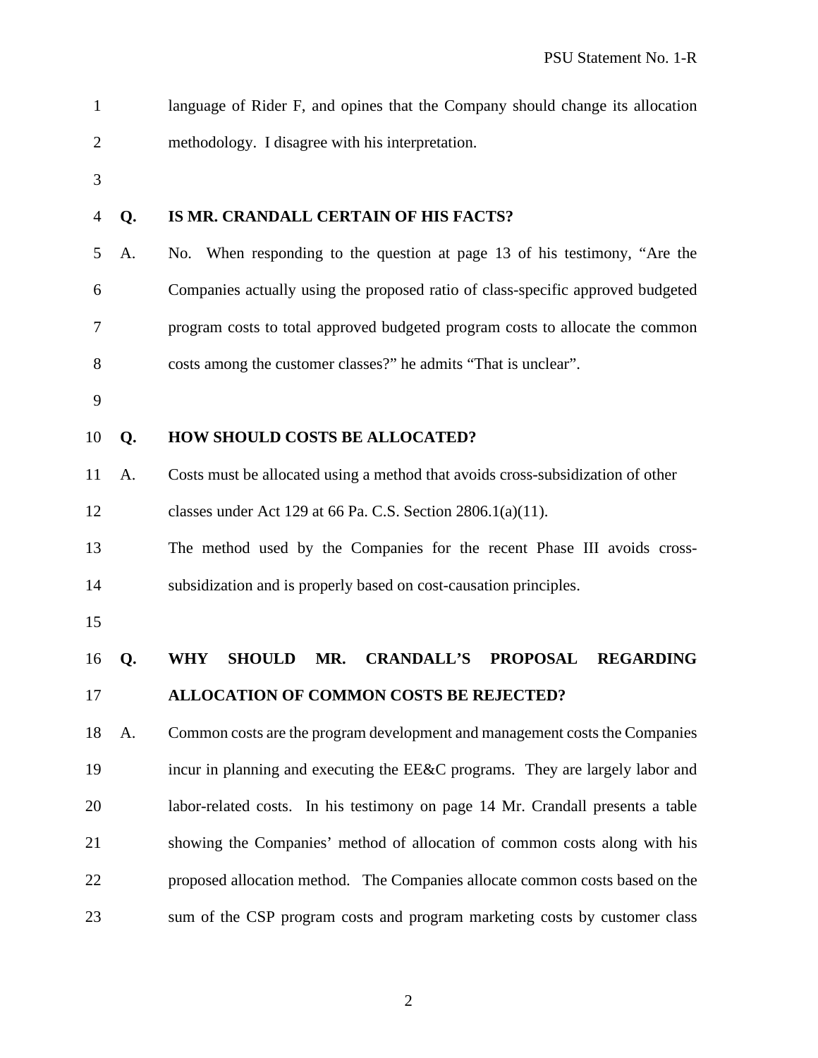language of Rider F, and opines that the Company should change its allocation methodology. I disagree with his interpretation.

**Q. IS MR. CRANDALL CERTAIN OF HIS FACTS?**

A. No. When responding to the question at page 13 of his testimony, "Are the Companies actually using the proposed ratio of class-specific approved budgeted program costs to total approved budgeted program costs to allocate the common costs among the customer classes?" he admits "That is unclear".

**Q. HOW SHOULD COSTS BE ALLOCATED?**

A. Costs must be allocated using a method that avoids cross-subsidization of other classes under Act 129 at 66 Pa. C.S. Section 2806.1(a)(11).

The method used by the Companies for the recent Phase III avoids cross-subsidization and is properly based on cost-causation principles.

**Q. WHY SHOULD MR. CRANDALL'S PROPOSAL REGARDING ALLOCATION OF COMMON COSTS BE REJECTED?**

A. Common costs are the program development and management costs the Companies incur in planning and executing the EE&C programs. They are largely labor and labor-related costs. In his testimony on page 14 Mr. Crandall presents a table showing the Companies' method of allocation of common costs along with his proposed allocation method. The Companies allocate common costs based on the sum of the CSP program costs and program marketing costs by customer class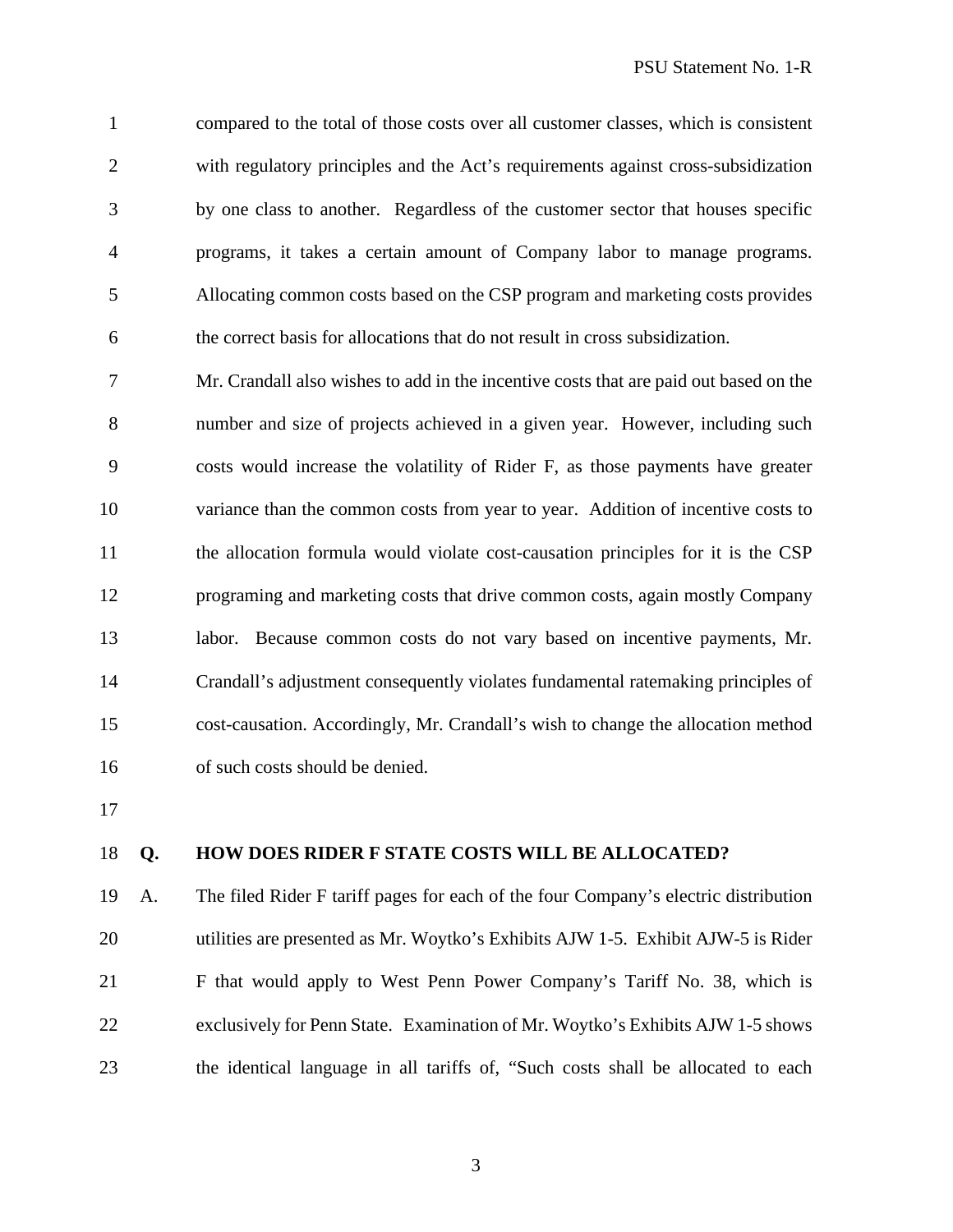compared to the total of those costs over all customer classes, which is consistent with regulatory principles and the Act's requirements against cross-subsidization by one class to another. Regardless of the customer sector that houses specific programs, it takes a certain amount of Company labor to manage programs. Allocating common costs based on the CSP program and marketing costs provides the correct basis for allocations that do not result in cross subsidization.

Mr. Crandall also wishes to add in the incentive costs that are paid out based on the number and size of projects achieved in a given year. However, including such costs would increase the volatility of Rider F, as those payments have greater variance than the common costs from year to year. Addition of incentive costs to the allocation formula would violate cost-causation principles for it is the CSP programing and marketing costs that drive common costs, again mostly Company labor. Because common costs do not vary based on incentive payments, Mr. Crandall's adjustment consequently violates fundamental ratemaking principles of cost-causation. Accordingly, Mr. Crandall's wish to change the allocation method of such costs should be denied.

**Q. HOW DOES RIDER F STATE COSTS WILL BE ALLOCATED?**

A. The filed Rider F tariff pages for each of the four Company's electric distribution utilities are presented as Mr. Woytko's Exhibits AJW 1-5. Exhibit AJW-5 is Rider F that would apply to West Penn Power Company's Tariff No. 38, which is exclusively for Penn State. Examination of Mr. Woytko's Exhibits AJW 1-5 shows the identical language in all tariffs of, "Such costs shall be allocated to each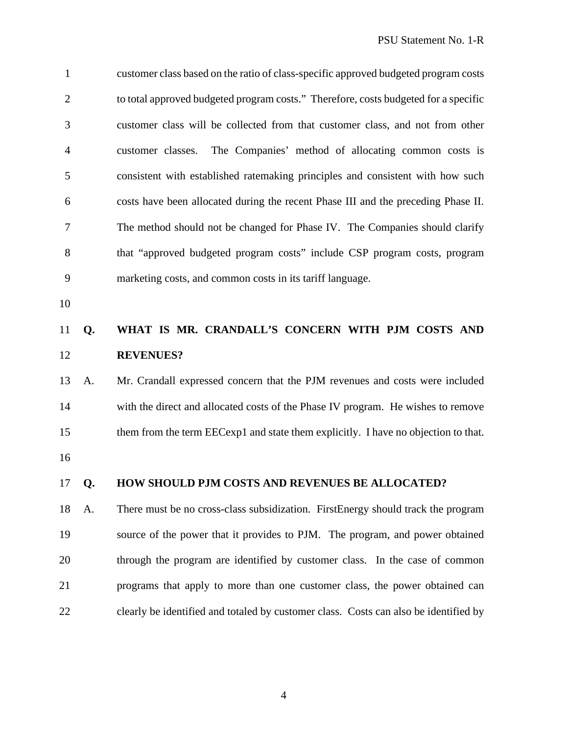customer class based on the ratio of class-specific approved budgeted program costs to total approved budgeted program costs." Therefore, costs budgeted for a specific customer class will be collected from that customer class, and not from other customer classes. The Companies' method of allocating common costs is consistent with established ratemaking principles and consistent with how such costs have been allocated during the recent Phase III and the preceding Phase II. The method should not be changed for Phase IV. The Companies should clarify that "approved budgeted program costs" include CSP program costs, program marketing costs, and common costs in its tariff language.

**Q. WHAT IS MR. CRANDALL'S CONCERN WITH PJM COSTS AND REVENUES?**

A. Mr. Crandall expressed concern that the PJM revenues and costs were included with the direct and allocated costs of the Phase IV program. He wishes to remove them from the term EECexp1 and state them explicitly. I have no objection to that.

**Q. HOW SHOULD PJM COSTS AND REVENUES BE ALLOCATED?**

A. There must be no cross-class subsidization. FirstEnergy should track the program source of the power that it provides to PJM. The program, and power obtained through the program are identified by customer class. In the case of common programs that apply to more than one customer class, the power obtained can clearly be identified and totaled by customer class. Costs can also be identified by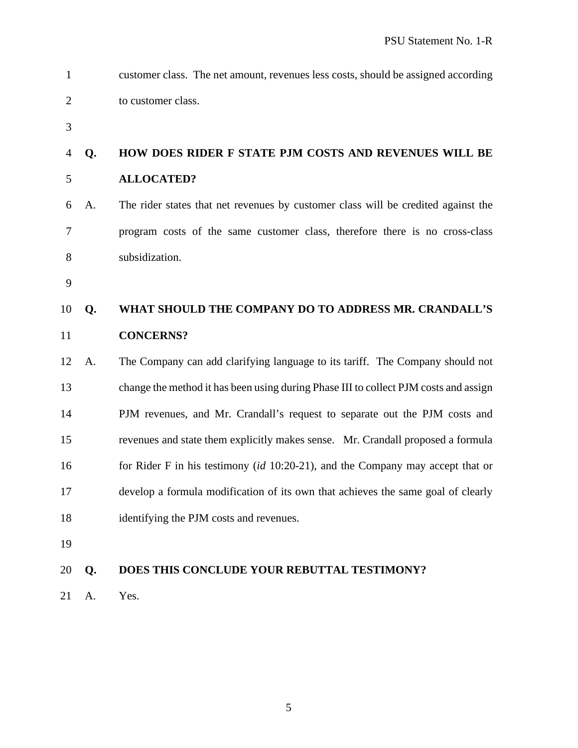customer class. The net amount, revenues less costs, should be assigned according to customer class.

**Q. HOW DOES RIDER F STATE PJM COSTS AND REVENUES WILL BE ALLOCATED?**

A. The rider states that net revenues by customer class will be credited against the program costs of the same customer class, therefore there is no cross-class subsidization.

**Q. WHAT SHOULD THE COMPANY DO TO ADDRESS MR. CRANDALL'S CONCERNS?**

A. The Company can add clarifying language to its tariff. The Company should not change the method it has been using during Phase III to collect PJM costs and assign PJM revenues, and Mr. Crandall's request to separate out the PJM costs and revenues and state them explicitly makes sense. Mr. Crandall proposed a formula for Rider F in his testimony (*id* 10:20-21), and the Company may accept that or develop a formula modification of its own that achieves the same goal of clearly identifying the PJM costs and revenues.

**Q. DOES THIS CONCLUDE YOUR REBUTTAL TESTIMONY?**

A. Yes.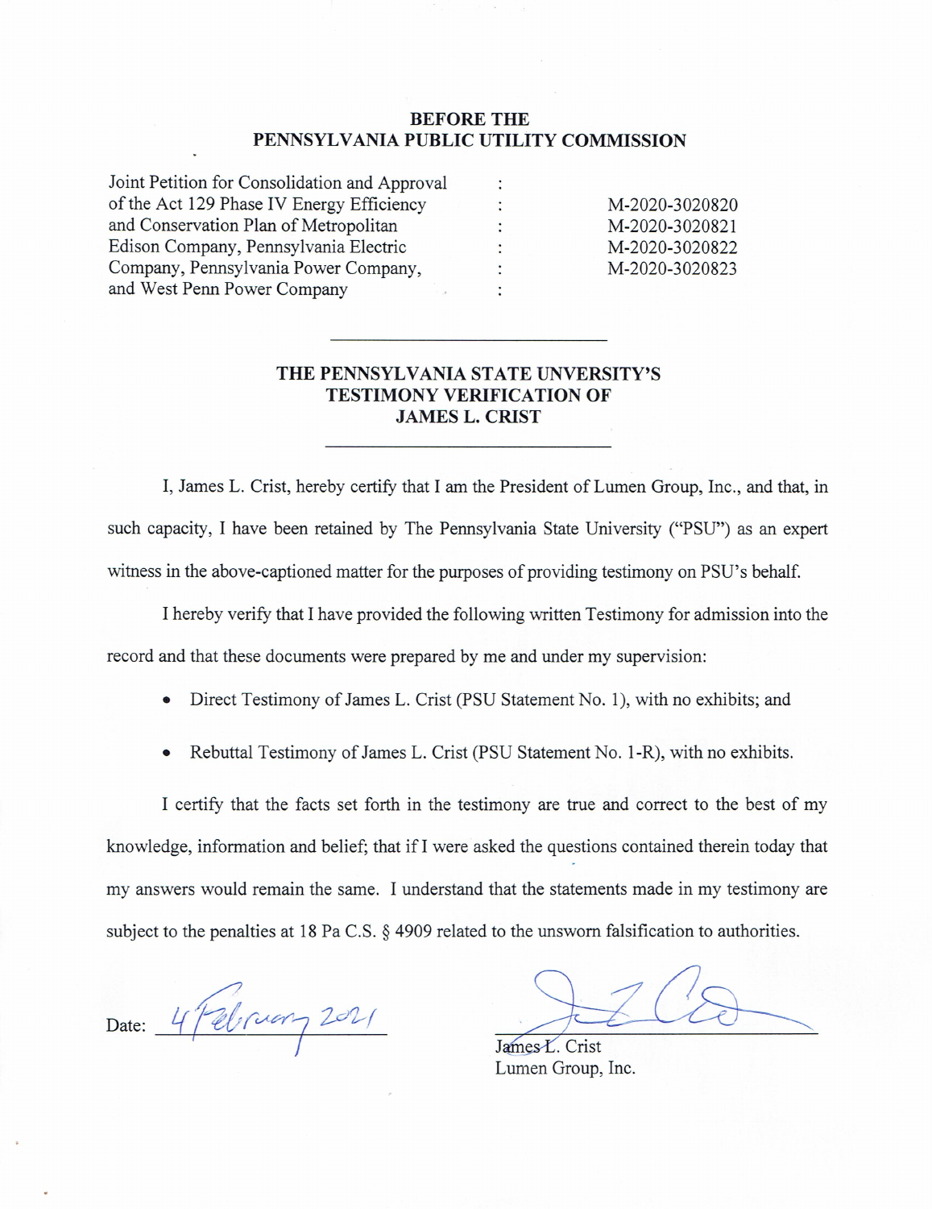**BEFORE THE**
**PENNSYLVANIA PUBLIC UTILITY COMMISSION**

| | | |
|---|---|---|
| Joint Petition for Consolidation and Approval of the Act 129 Phase IV Energy Efficiency and Conservation Plan of Metropolitan Edison Company, Pennsylvania Electric Company, Pennsylvania Power Company, and West Penn Power Company | : | M-2020-3020820<br>M-2020-3020821<br>M-2020-3020822<br>M-2020-3020823 |

---

**THE PENNSYLVANIA STATE UNVERSITY'S**
**TESTIMONY VERIFICATION OF**
**JAMES L. CRIST**

---

I, James L. Crist, hereby certify that I am the President of Lumen Group, Inc., and that, in such capacity, I have been retained by The Pennsylvania State University ("PSU") as an expert witness in the above-captioned matter for the purposes of providing testimony on PSU's behalf.

I hereby verify that I have provided the following written Testimony for admission into the record and that these documents were prepared by me and under my supervision:

- Direct Testimony of James L. Crist (PSU Statement No. 1), with no exhibits; and
- Rebuttal Testimony of James L. Crist (PSU Statement No. 1-R), with no exhibits.

I certify that the facts set forth in the testimony are true and correct to the best of my knowledge, information and belief; that if I were asked the questions contained therein today that my answers would remain the same. I understand that the statements made in my testimony are subject to the penalties at 18 Pa C.S. § 4909 related to the unsworn falsification to authorities.

Date: 4 February 2021

James L. Crist
Lumen Group, Inc.